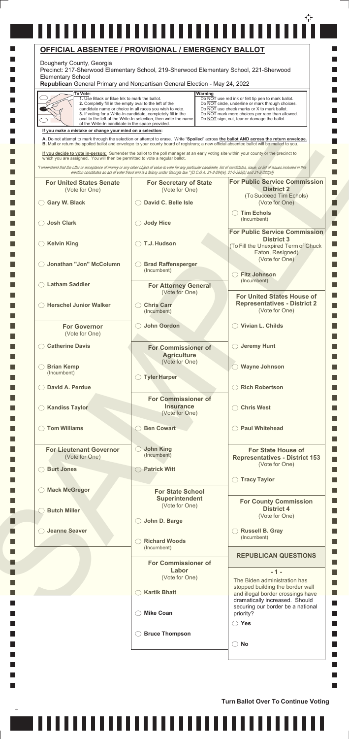# OFFICIAL ABSENTEE / PROVISIONAL / EMERGENCY BALLOT

Dougherty County, Georgia

Precinct: 217-Sherwood Elementary School, 219-Sherwood Elementary School, 221-Sherwood Elementary School

**Republican** General Primary and Nonpartisan General Election - May 24, 2022

**To Vote:**

1. Use Black or Blue Ink to mark the ballot.
2. Completly fill in the empty oval to the left of the candidate name or choice in all races you wish to vote.
3. If voting for a Write-In candidate, completely fill in the oval to the left of the Write-In selection, then write the name of the Write-In candidate in the space provided.

**Warning**

Do NOT use red ink or felt tip pen to mark ballot.
Do NOT circle, underline or mark through choices.
Do NOT use check marks or X to mark ballot.
Do NOT mark more choices per race than allowed.
Do NOT sign, cut, tear or damage the ballot.

**If you make a mistake or change your mind on a selection:**

**A.** Do not attempt to mark through the selection or attempt to erase. Write "**Spoiled**" across **the ballot AND across the return envelope.**
**B.** Mail or return the spoiled ballot and envelope to your county board of registrars; a new official absentee ballot will be mailed to you.

**If you decide to vote in-person:** Surrender the ballot to the poll manager at an early voting site within your county or the precinct to which you are assigned. You will then be permitted to vote a regular ballot.

*"I understand that the offer or acceptance of money or any other object of value to vote for any particular candidate, list of candidates, issue, or list of issues included in this election constitutes an act of voter fraud and is a felony under Georgia law." [O.C.G.A. 21-2-284(e), 21-2-285(h) and 21-2-383(a)]*

### For United States Senate
(Vote for One)

- ◯ **Gary W. Black**
- ◯ **Josh Clark**
- ◯ **Kelvin King**
- ◯ **Jonathan "Jon" McColumn**
- ◯ **Latham Saddler**
- ◯ **Herschel Junior Walker**

### For Governor
(Vote for One)

- ◯ **Catherine Davis**
- ◯ **Brian Kemp** (Incumbent)
- ◯ **David A. Perdue**
- ◯ **Kandiss Taylor**
- ◯ **Tom Williams**

### For Lieutenant Governor
(Vote for One)

- ◯ **Burt Jones**
- ◯ **Mack McGregor**
- ◯ **Butch Miller**
- ◯ **Jeanne Seaver**

### For Secretary of State
(Vote for One)

- ◯ **David C. Belle Isle**
- ◯ **Jody Hice**
- ◯ **T.J. Hudson**
- ◯ **Brad Raffensperger** (Incumbent)

### For Attorney General
(Vote for One)

- ◯ **Chris Carr** (Incumbent)
- ◯ **John Gordon**

### For Commissioner of Agriculture
(Vote for One)

- ◯ **Tyler Harper**

### For Commissioner of Insurance
(Vote for One)

- ◯ **Ben Cowart**
- ◯ **John King** (Incumbent)
- ◯ **Patrick Witt**

### For State School Superintendent
(Vote for One)

- ◯ **John D. Barge**
- ◯ **Richard Woods** (Incumbent)

### For Commissioner of Labor
(Vote for One)

- ◯ **Kartik Bhatt**
- ◯ **Mike Coan**
- ◯ **Bruce Thompson**

### For Public Service Commission District 2
(To Succeed Tim Echols)
(Vote for One)

- ◯ **Tim Echols** (Incumbent)

### For Public Service Commission District 3
(To Fill the Unexpired Term of Chuck Eaton, Resigned)
(Vote for One)

- ◯ **Fitz Johnson** (Incumbent)

### For United States House of Representatives - District 2
(Vote for One)

- ◯ **Vivian L. Childs**
- ◯ **Jeremy Hunt**
- ◯ **Wayne Johnson**
- ◯ **Rich Robertson**
- ◯ **Chris West**
- ◯ **Paul Whitehead**

### For State House of Representatives - District 153
(Vote for One)

- ◯ **Tracy Taylor**

### For County Commission District 4
(Vote for One)

- ◯ **Russell B. Gray** (Incumbent)

### REPUBLICAN QUESTIONS

**- 1 -**

The Biden administration has stopped building the border wall and illegal border crossings have dramatically increased. Should securing our border be a national priority?

- ◯ **Yes**
- ◯ **No**

**Turn Ballot Over To Continue Voting**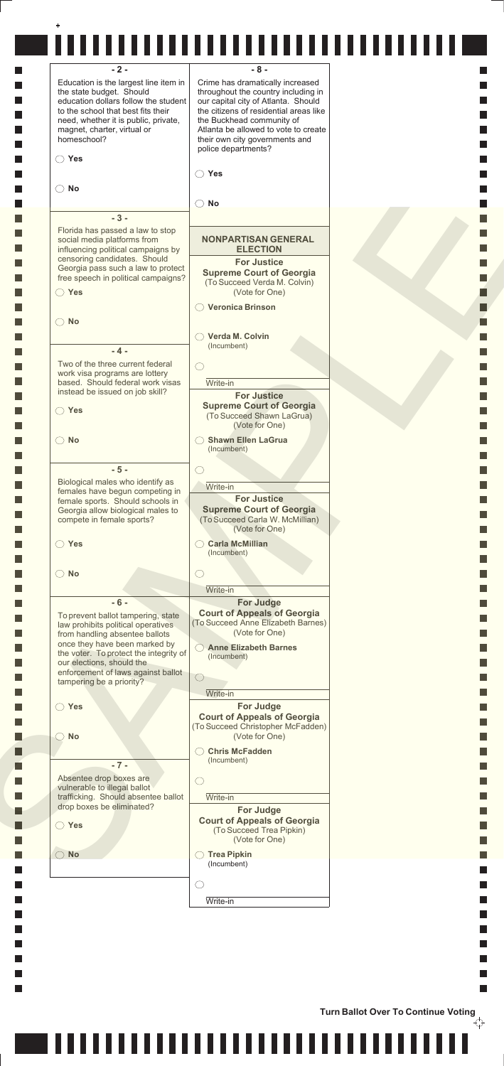**- 2 -**

Education is the largest line item in the state budget. Should education dollars follow the student to the school that best fits their need, whether it is public, private, magnet, charter, virtual or homeschool?

◯ **Yes**

◯ **No**

**- 3 -**

Florida has passed a law to stop social media platforms from influencing political campaigns by censoring candidates. Should Georgia pass such a law to protect free speech in political campaigns?

◯ **Yes**

◯ **No**

**- 4 -**

Two of the three current federal work visa programs are lottery based. Should federal work visas instead be issued on job skill?

◯ **Yes**

◯ **No**

**- 5 -**

Biological males who identify as females have begun competing in female sports. Should schools in Georgia allow biological males to compete in female sports?

◯ **Yes**

◯ **No**

**- 6 -**

To prevent ballot tampering, state law prohibits political operatives from handling absentee ballots once they have been marked by the voter. To protect the integrity of our elections, should the enforcement of laws against ballot tampering be a priority?

◯ **Yes**

◯ **No**

**- 7 -**

Absentee drop boxes are vulnerable to illegal ballot trafficking. Should absentee ballot drop boxes be eliminated?

◯ **Yes**

◯ **No**

**- 8 -**

Crime has dramatically increased throughout the country including in our capital city of Atlanta. Should the citizens of residential areas like the Buckhead community of Atlanta be allowed to vote to create their own city governments and police departments?

◯ **Yes**

◯ **No**

## NONPARTISAN GENERAL ELECTION

**For Justice**
**Supreme Court of Georgia**
(To Succeed Verda M. Colvin)
(Vote for One)

◯ **Veronica Brinson**

◯ **Verda M. Colvin**
(Incumbent)

◯ Write-in

**For Justice**
**Supreme Court of Georgia**
(To Succeed Shawn LaGrua)
(Vote for One)

◯ **Shawn Ellen LaGrua**
(Incumbent)

◯ Write-in

**For Justice**
**Supreme Court of Georgia**
(To Succeed Carla W. McMillian)
(Vote for One)

◯ **Carla McMillian**
(Incumbent)

◯ Write-in

**For Judge**
**Court of Appeals of Georgia**
(To Succeed Anne Elizabeth Barnes)
(Vote for One)

◯ **Anne Elizabeth Barnes**
(Incumbent)

◯ Write-in

**For Judge**
**Court of Appeals of Georgia**
(To Succeed Christopher McFadden)
(Vote for One)

◯ **Chris McFadden**
(Incumbent)

◯ Write-in

**For Judge**
**Court of Appeals of Georgia**
(To Succeed Trea Pipkin)
(Vote for One)

◯ **Trea Pipkin**
(Incumbent)

◯ Write-in

SAMPLE

**Turn Ballot Over To Continue Voting**